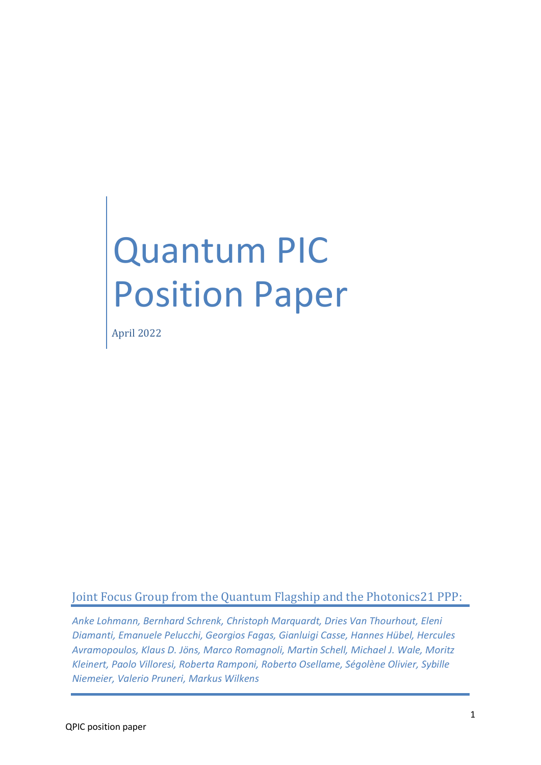# Quantum PIC Position Paper

April 2022

## Joint Focus Group from the Quantum Flagship and the Photonics21 PPP:

*Anke Lohmann, Bernhard Schrenk, Christoph Marquardt, Dries Van Thourhout, Eleni Diamanti, Emanuele Pelucchi, Georgios Fagas, Gianluigi Casse, Hannes Hübel, Hercules Avramopoulos, Klaus D. Jöns, Marco Romagnoli, Martin Schell, Michael J. Wale, Moritz Kleinert, Paolo Villoresi, Roberta Ramponi, Roberto Osellame, Ségolène Olivier, Sybille Niemeier, Valerio Pruneri, Markus Wilkens*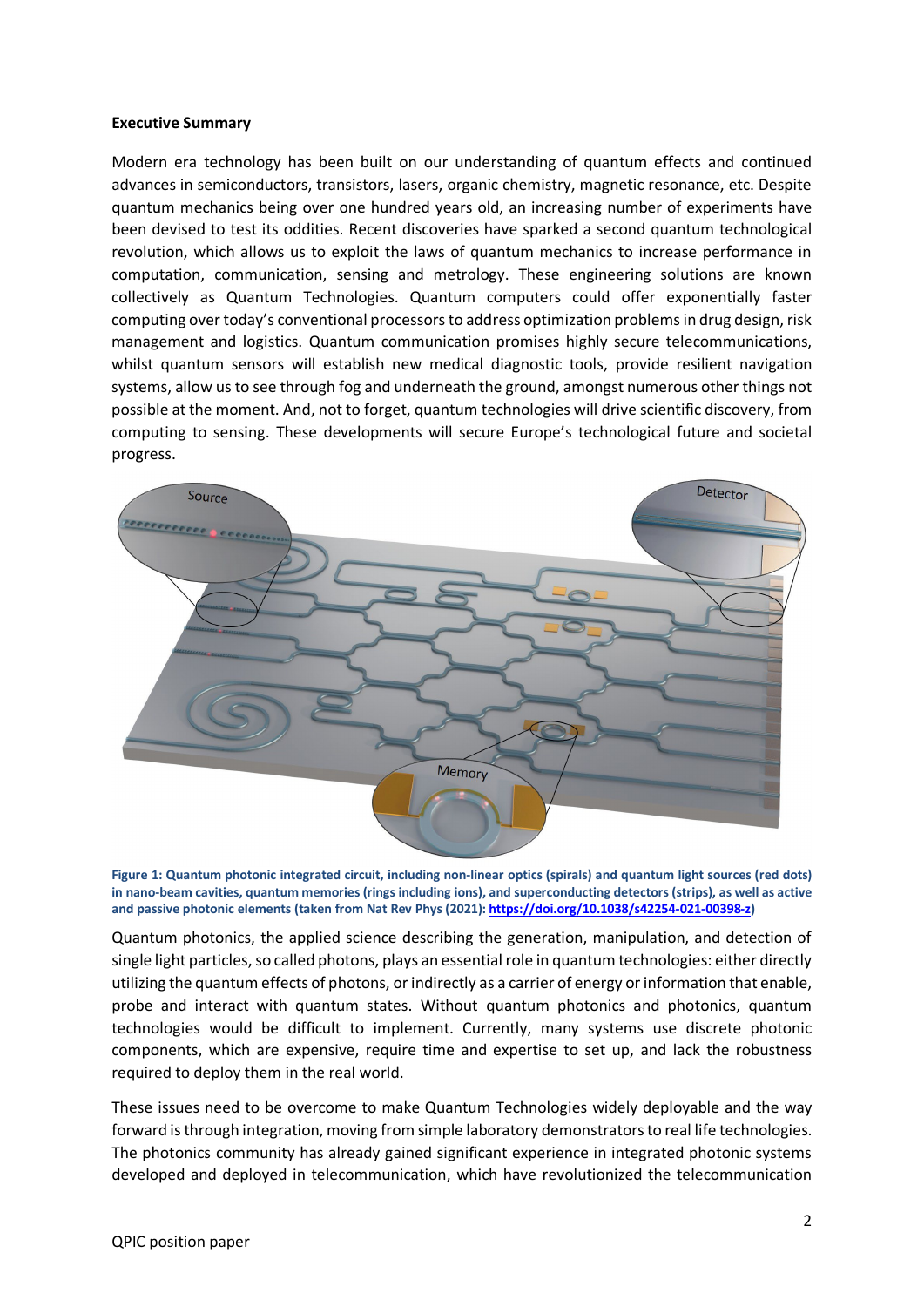**Executive Summary**

Modern era technology has been built on our understanding of quantum effects and continued advances in semiconductors, transistors, lasers, organic chemistry, magnetic resonance, etc. Despite quantum mechanics being over one hundred years old, an increasing number of experiments have been devised to test its oddities. Recent discoveries have sparked a second quantum technological revolution, which allows us to exploit the laws of quantum mechanics to increase performance in computation, communication, sensing and metrology. These engineering solutions are known collectively as Quantum Technologies. Quantum computers could offer exponentially faster computing over today's conventional processors to address optimization problems in drug design, risk management and logistics. Quantum communication promises highly secure telecommunications, whilst quantum sensors will establish new medical diagnostic tools, provide resilient navigation systems, allow us to see through fog and underneath the ground, amongst numerous other things not possible at the moment. And, not to forget, quantum technologies will drive scientific discovery, from computing to sensing. These developments will secure Europe's technological future and societal progress.

**Figure 1: Quantum photonic integrated circuit, including non-linear optics (spirals) and quantum light sources (red dots) in nano-beam cavities, quantum memories (rings including ions), and superconducting detectors (strips), as well as active and passive photonic elements (taken from Nat Rev Phys (2021): https://doi.org/10.1038/s42254-021-00398-z)**

Quantum photonics, the applied science describing the generation, manipulation, and detection of single light particles, so called photons, plays an essential role in quantum technologies: either directly utilizing the quantum effects of photons, or indirectly as a carrier of energy or information that enable, probe and interact with quantum states. Without quantum photonics and photonics, quantum technologies would be difficult to implement. Currently, many systems use discrete photonic components, which are expensive, require time and expertise to set up, and lack the robustness required to deploy them in the real world.

These issues need to be overcome to make Quantum Technologies widely deployable and the way forward is through integration, moving from simple laboratory demonstrators to real life technologies. The photonics community has already gained significant experience in integrated photonic systems developed and deployed in telecommunication, which have revolutionized the telecommunication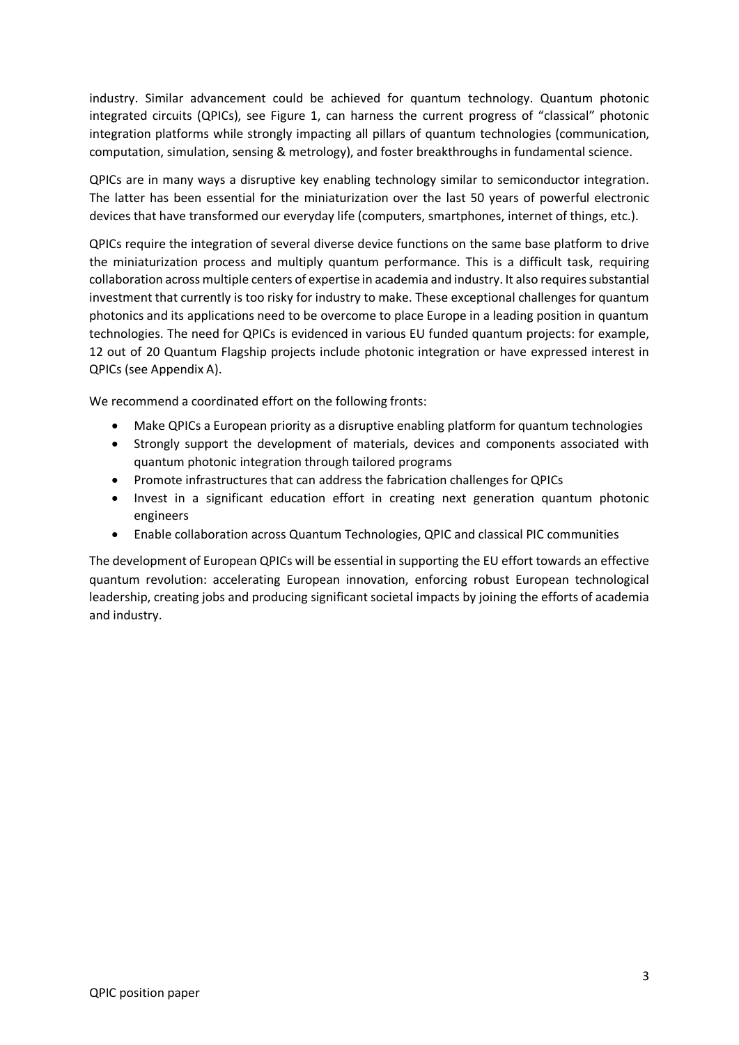industry. Similar advancement could be achieved for quantum technology. Quantum photonic integrated circuits (QPICs), see Figure 1, can harness the current progress of "classical" photonic integration platforms while strongly impacting all pillars of quantum technologies (communication, computation, simulation, sensing & metrology), and foster breakthroughs in fundamental science.

QPICs are in many ways a disruptive key enabling technology similar to semiconductor integration. The latter has been essential for the miniaturization over the last 50 years of powerful electronic devices that have transformed our everyday life (computers, smartphones, internet of things, etc.).

QPICs require the integration of several diverse device functions on the same base platform to drive the miniaturization process and multiply quantum performance. This is a difficult task, requiring collaboration across multiple centers of expertise in academia and industry. It also requires substantial investment that currently is too risky for industry to make. These exceptional challenges for quantum photonics and its applications need to be overcome to place Europe in a leading position in quantum technologies. The need for QPICs is evidenced in various EU funded quantum projects: for example, 12 out of 20 Quantum Flagship projects include photonic integration or have expressed interest in QPICs (see Appendix A).

We recommend a coordinated effort on the following fronts:

- Make QPICs a European priority as a disruptive enabling platform for quantum technologies
- Strongly support the development of materials, devices and components associated with quantum photonic integration through tailored programs
- Promote infrastructures that can address the fabrication challenges for QPICs
- Invest in a significant education effort in creating next generation quantum photonic engineers
- Enable collaboration across Quantum Technologies, QPIC and classical PIC communities

The development of European QPICs will be essential in supporting the EU effort towards an effective quantum revolution: accelerating European innovation, enforcing robust European technological leadership, creating jobs and producing significant societal impacts by joining the efforts of academia and industry.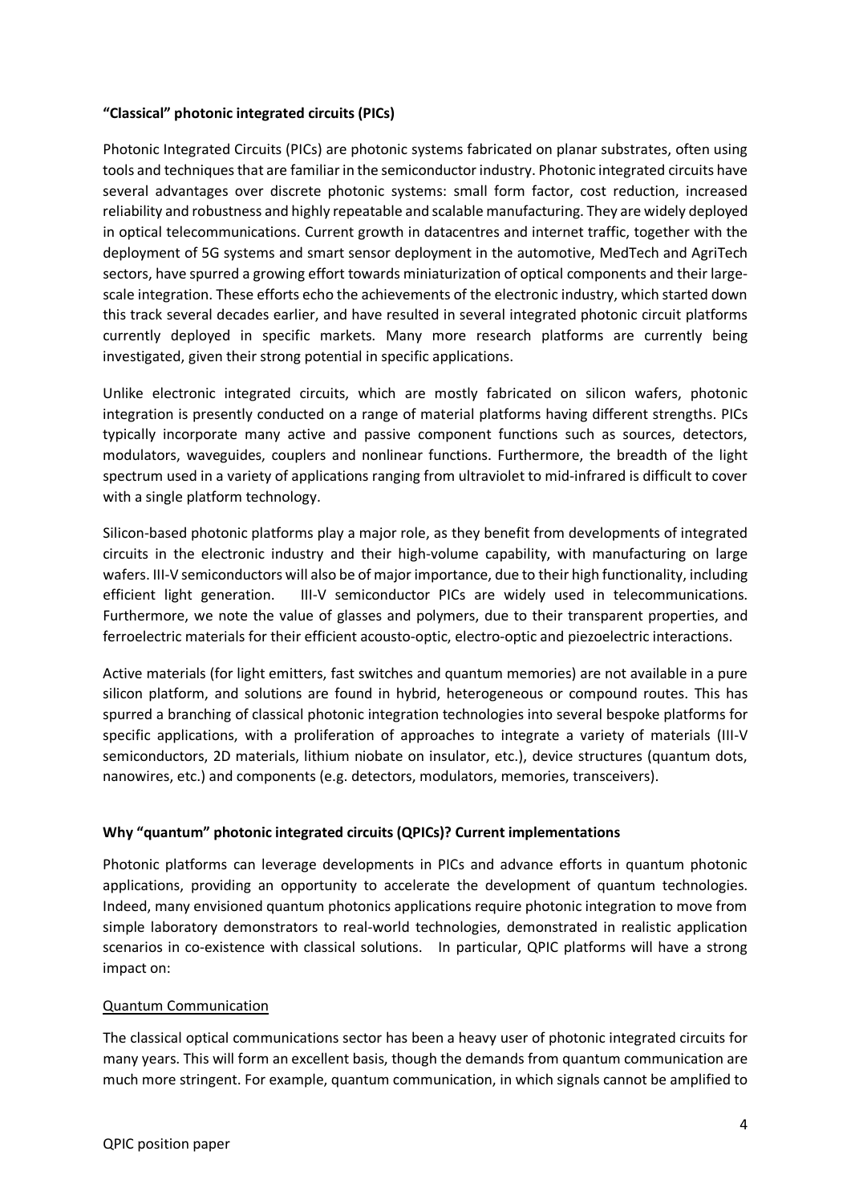### "Classical" photonic integrated circuits (PICs)

Photonic Integrated Circuits (PICs) are photonic systems fabricated on planar substrates, often using tools and techniques that are familiar in the semiconductor industry. Photonic integrated circuits have several advantages over discrete photonic systems: small form factor, cost reduction, increased reliability and robustness and highly repeatable and scalable manufacturing. They are widely deployed in optical telecommunications. Current growth in datacentres and internet traffic, together with the deployment of 5G systems and smart sensor deployment in the automotive, MedTech and AgriTech sectors, have spurred a growing effort towards miniaturization of optical components and their large-scale integration. These efforts echo the achievements of the electronic industry, which started down this track several decades earlier, and have resulted in several integrated photonic circuit platforms currently deployed in specific markets. Many more research platforms are currently being investigated, given their strong potential in specific applications.

Unlike electronic integrated circuits, which are mostly fabricated on silicon wafers, photonic integration is presently conducted on a range of material platforms having different strengths. PICs typically incorporate many active and passive component functions such as sources, detectors, modulators, waveguides, couplers and nonlinear functions. Furthermore, the breadth of the light spectrum used in a variety of applications ranging from ultraviolet to mid-infrared is difficult to cover with a single platform technology.

Silicon-based photonic platforms play a major role, as they benefit from developments of integrated circuits in the electronic industry and their high-volume capability, with manufacturing on large wafers. III-V semiconductors will also be of major importance, due to their high functionality, including efficient light generation. III-V semiconductor PICs are widely used in telecommunications. Furthermore, we note the value of glasses and polymers, due to their transparent properties, and ferroelectric materials for their efficient acousto-optic, electro-optic and piezoelectric interactions.

Active materials (for light emitters, fast switches and quantum memories) are not available in a pure silicon platform, and solutions are found in hybrid, heterogeneous or compound routes. This has spurred a branching of classical photonic integration technologies into several bespoke platforms for specific applications, with a proliferation of approaches to integrate a variety of materials (III-V semiconductors, 2D materials, lithium niobate on insulator, etc.), device structures (quantum dots, nanowires, etc.) and components (e.g. detectors, modulators, memories, transceivers).

### Why "quantum" photonic integrated circuits (QPICs)? Current implementations

Photonic platforms can leverage developments in PICs and advance efforts in quantum photonic applications, providing an opportunity to accelerate the development of quantum technologies. Indeed, many envisioned quantum photonics applications require photonic integration to move from simple laboratory demonstrators to real-world technologies, demonstrated in realistic application scenarios in co-existence with classical solutions. In particular, QPIC platforms will have a strong impact on:

#### Quantum Communication

The classical optical communications sector has been a heavy user of photonic integrated circuits for many years. This will form an excellent basis, though the demands from quantum communication are much more stringent. For example, quantum communication, in which signals cannot be amplified to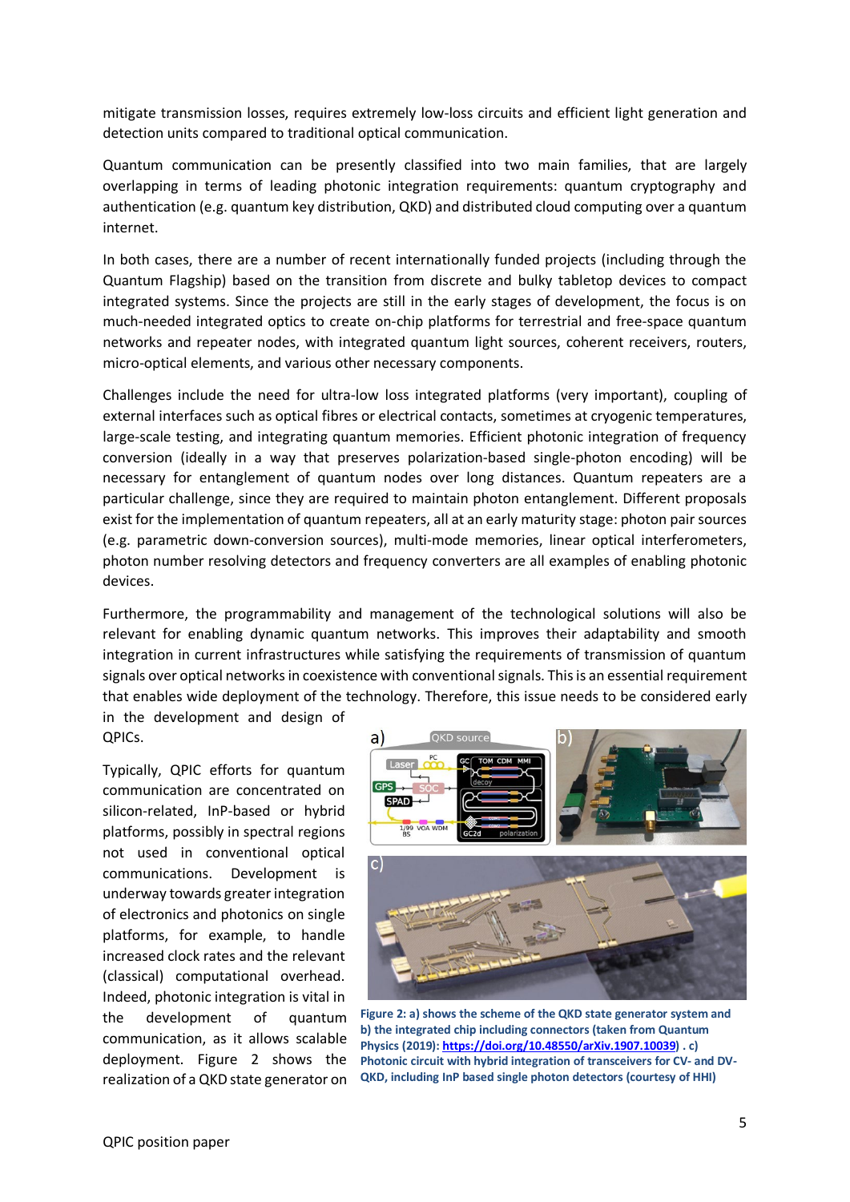mitigate transmission losses, requires extremely low-loss circuits and efficient light generation and detection units compared to traditional optical communication.

Quantum communication can be presently classified into two main families, that are largely overlapping in terms of leading photonic integration requirements: quantum cryptography and authentication (e.g. quantum key distribution, QKD) and distributed cloud computing over a quantum internet.

In both cases, there are a number of recent internationally funded projects (including through the Quantum Flagship) based on the transition from discrete and bulky tabletop devices to compact integrated systems. Since the projects are still in the early stages of development, the focus is on much-needed integrated optics to create on-chip platforms for terrestrial and free-space quantum networks and repeater nodes, with integrated quantum light sources, coherent receivers, routers, micro-optical elements, and various other necessary components.

Challenges include the need for ultra-low loss integrated platforms (very important), coupling of external interfaces such as optical fibres or electrical contacts, sometimes at cryogenic temperatures, large-scale testing, and integrating quantum memories. Efficient photonic integration of frequency conversion (ideally in a way that preserves polarization-based single-photon encoding) will be necessary for entanglement of quantum nodes over long distances. Quantum repeaters are a particular challenge, since they are required to maintain photon entanglement. Different proposals exist for the implementation of quantum repeaters, all at an early maturity stage: photon pair sources (e.g. parametric down-conversion sources), multi-mode memories, linear optical interferometers, photon number resolving detectors and frequency converters are all examples of enabling photonic devices.

Furthermore, the programmability and management of the technological solutions will also be relevant for enabling dynamic quantum networks. This improves their adaptability and smooth integration in current infrastructures while satisfying the requirements of transmission of quantum signals over optical networks in coexistence with conventional signals. This is an essential requirement that enables wide deployment of the technology. Therefore, this issue needs to be considered early in the development and design of QPICs.

Typically, QPIC efforts for quantum communication are concentrated on silicon-related, InP-based or hybrid platforms, possibly in spectral regions not used in conventional optical communications. Development is underway towards greater integration of electronics and photonics on single platforms, for example, to handle increased clock rates and the relevant (classical) computational overhead. Indeed, photonic integration is vital in the development of quantum communication, as it allows scalable deployment. Figure 2 shows the realization of a QKD state generator on

**Figure 2: a) shows the scheme of the QKD state generator system and b) the integrated chip including connectors (taken from Quantum Physics (2019): https://doi.org/10.48550/arXiv.1907.10039) . c) Photonic circuit with hybrid integration of transceivers for CV- and DV-QKD, including InP based single photon detectors (courtesy of HHI)**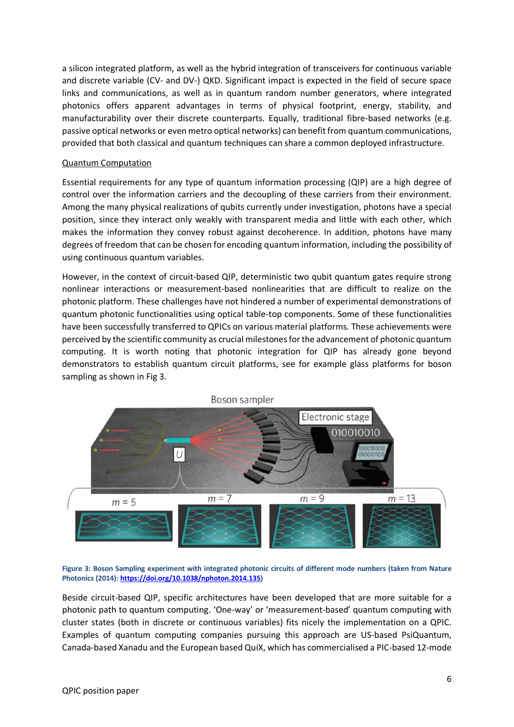a silicon integrated platform, as well as the hybrid integration of transceivers for continuous variable and discrete variable (CV- and DV-) QKD. Significant impact is expected in the field of secure space links and communications, as well as in quantum random number generators, where integrated photonics offers apparent advantages in terms of physical footprint, energy, stability, and manufacturability over their discrete counterparts. Equally, traditional fibre-based networks (e.g. passive optical networks or even metro optical networks) can benefit from quantum communications, provided that both classical and quantum techniques can share a common deployed infrastructure.

Quantum Computation

Essential requirements for any type of quantum information processing (QIP) are a high degree of control over the information carriers and the decoupling of these carriers from their environment. Among the many physical realizations of qubits currently under investigation, photons have a special position, since they interact only weakly with transparent media and little with each other, which makes the information they convey robust against decoherence. In addition, photons have many degrees of freedom that can be chosen for encoding quantum information, including the possibility of using continuous quantum variables.

However, in the context of circuit-based QIP, deterministic two qubit quantum gates require strong nonlinear interactions or measurement-based nonlinearities that are difficult to realize on the photonic platform. These challenges have not hindered a number of experimental demonstrations of quantum photonic functionalities using optical table-top components. Some of these functionalities have been successfully transferred to QPICs on various material platforms. These achievements were perceived by the scientific community as crucial milestones for the advancement of photonic quantum computing. It is worth noting that photonic integration for QIP has already gone beyond demonstrators to establish quantum circuit platforms, see for example glass platforms for boson sampling as shown in Fig 3.

**Figure 3: Boson Sampling experiment with integrated photonic circuits of different mode numbers (taken from Nature Photonics (2014): https://doi.org/10.1038/nphoton.2014.135)**

Beside circuit-based QIP, specific architectures have been developed that are more suitable for a photonic path to quantum computing. 'One-way' or 'measurement-based' quantum computing with cluster states (both in discrete or continuous variables) fits nicely the implementation on a QPIC. Examples of quantum computing companies pursuing this approach are US-based PsiQuantum, Canada-based Xanadu and the European based QuiX, which has commercialised a PIC-based 12-mode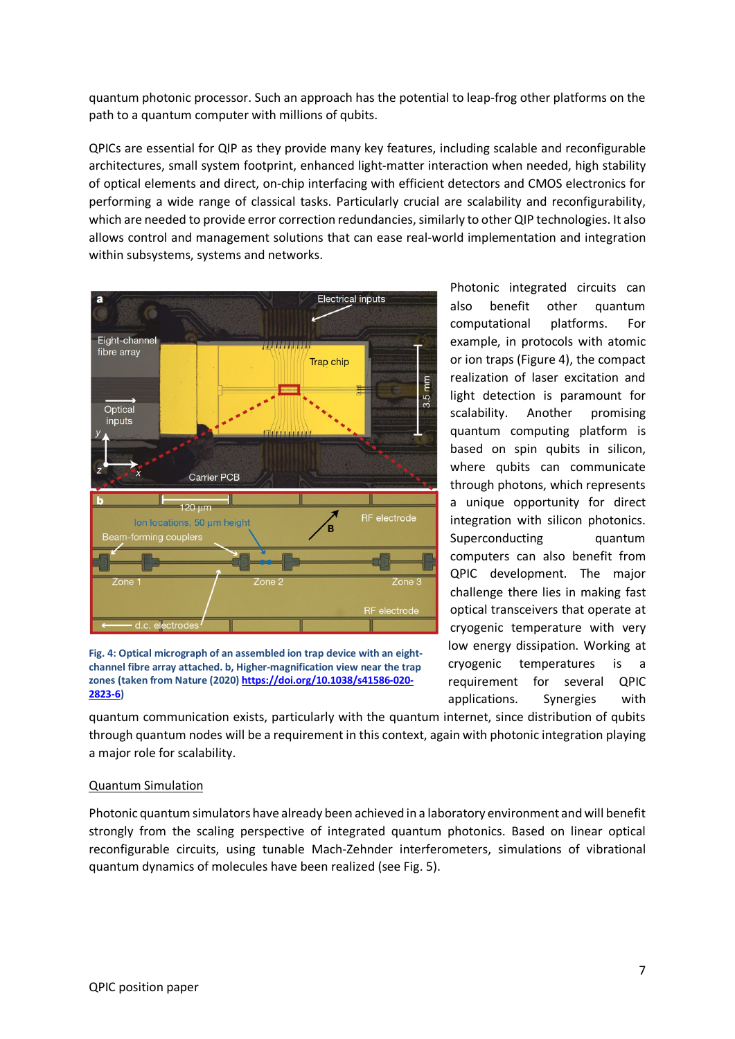quantum photonic processor. Such an approach has the potential to leap-frog other platforms on the path to a quantum computer with millions of qubits.

QPICs are essential for QIP as they provide many key features, including scalable and reconfigurable architectures, small system footprint, enhanced light-matter interaction when needed, high stability of optical elements and direct, on-chip interfacing with efficient detectors and CMOS electronics for performing a wide range of classical tasks. Particularly crucial are scalability and reconfigurability, which are needed to provide error correction redundancies, similarly to other QIP technologies. It also allows control and management solutions that can ease real-world implementation and integration within subsystems, systems and networks.

Photonic integrated circuits can also benefit other quantum computational platforms. For example, in protocols with atomic or ion traps (Figure 4), the compact realization of laser excitation and light detection is paramount for scalability. Another promising quantum computing platform is based on spin qubits in silicon, where qubits can communicate through photons, which represents a unique opportunity for direct integration with silicon photonics. Superconducting quantum computers can also benefit from QPIC development. The major challenge there lies in making fast optical transceivers that operate at cryogenic temperature with very low energy dissipation. Working at cryogenic temperatures is a requirement for several QPIC applications. Synergies with quantum communication exists, particularly with the quantum internet, since distribution of qubits through quantum nodes will be a requirement in this context, again with photonic integration playing a major role for scalability.

**Fig. 4: Optical micrograph of an assembled ion trap device with an eight-channel fibre array attached. b, Higher-magnification view near the trap zones (taken from Nature (2020) https://doi.org/10.1038/s41586-020-2823-6)**

Quantum Simulation

Photonic quantum simulators have already been achieved in a laboratory environment and will benefit strongly from the scaling perspective of integrated quantum photonics. Based on linear optical reconfigurable circuits, using tunable Mach-Zehnder interferometers, simulations of vibrational quantum dynamics of molecules have been realized (see Fig. 5).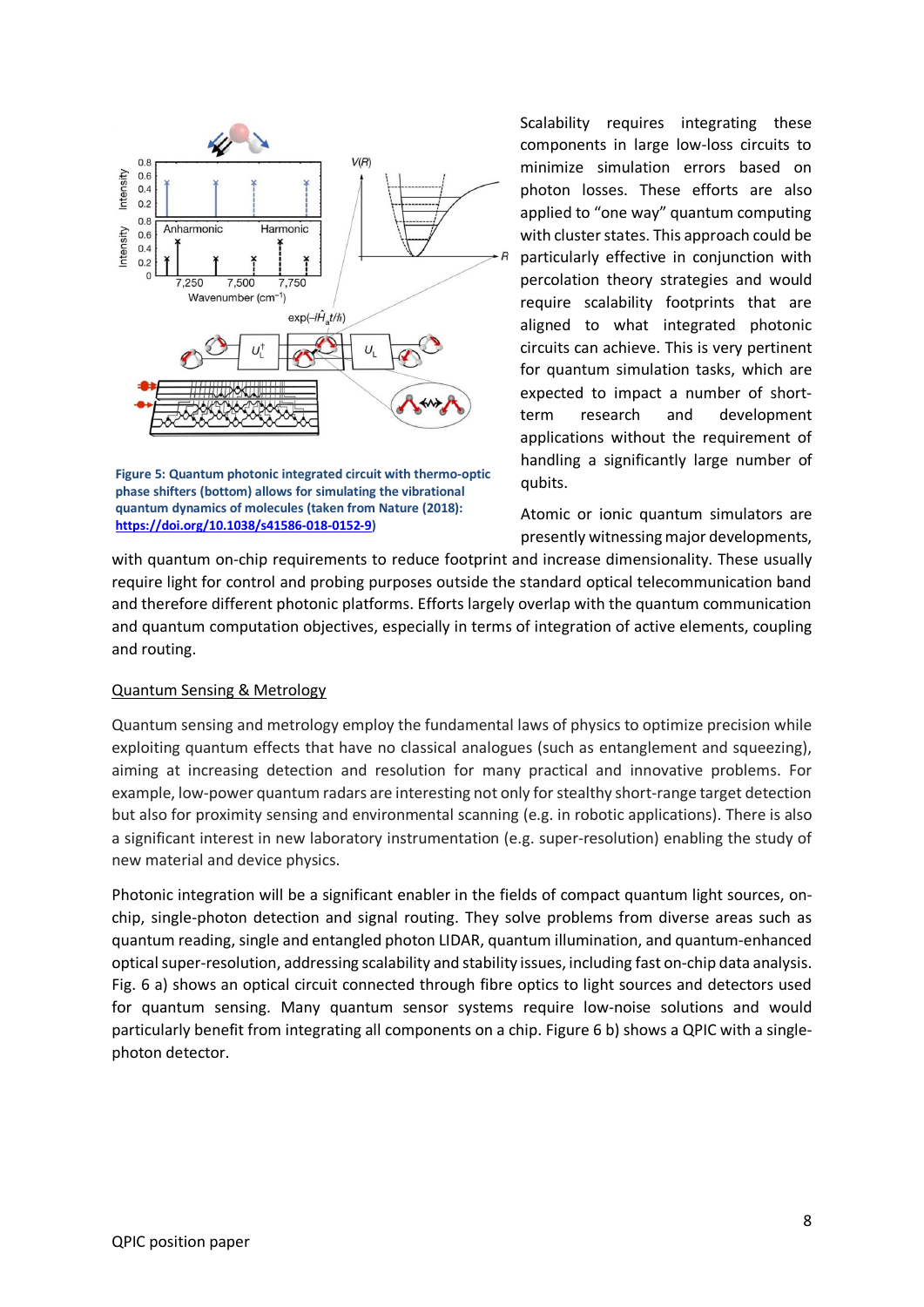Figure 5: Quantum photonic integrated circuit with thermo-optic phase shifters (bottom) allows for simulating the vibrational quantum dynamics of molecules (taken from Nature (2018): https://doi.org/10.1038/s41586-018-0152-9)

Scalability requires integrating these components in large low-loss circuits to minimize simulation errors based on photon losses. These efforts are also applied to "one way" quantum computing with cluster states. This approach could be particularly effective in conjunction with percolation theory strategies and would require scalability footprints that are aligned to what integrated photonic circuits can achieve. This is very pertinent for quantum simulation tasks, which are expected to impact a number of short-term research and development applications without the requirement of handling a significantly large number of qubits.

Atomic or ionic quantum simulators are presently witnessing major developments, with quantum on-chip requirements to reduce footprint and increase dimensionality. These usually require light for control and probing purposes outside the standard optical telecommunication band and therefore different photonic platforms. Efforts largely overlap with the quantum communication and quantum computation objectives, especially in terms of integration of active elements, coupling and routing.

## Quantum Sensing & Metrology

Quantum sensing and metrology employ the fundamental laws of physics to optimize precision while exploiting quantum effects that have no classical analogues (such as entanglement and squeezing), aiming at increasing detection and resolution for many practical and innovative problems. For example, low-power quantum radars are interesting not only for stealthy short-range target detection but also for proximity sensing and environmental scanning (e.g. in robotic applications). There is also a significant interest in new laboratory instrumentation (e.g. super-resolution) enabling the study of new material and device physics.

Photonic integration will be a significant enabler in the fields of compact quantum light sources, on-chip, single-photon detection and signal routing. They solve problems from diverse areas such as quantum reading, single and entangled photon LIDAR, quantum illumination, and quantum-enhanced optical super-resolution, addressing scalability and stability issues, including fast on-chip data analysis. Fig. 6 a) shows an optical circuit connected through fibre optics to light sources and detectors used for quantum sensing. Many quantum sensor systems require low-noise solutions and would particularly benefit from integrating all components on a chip. Figure 6 b) shows a QPIC with a single-photon detector.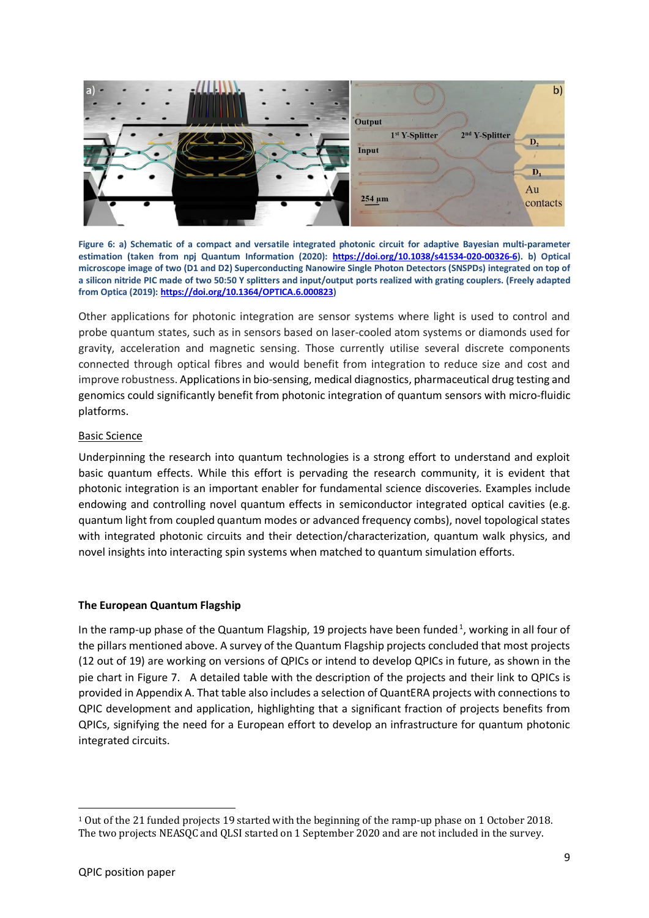**Figure 6: a) Schematic of a compact and versatile integrated photonic circuit for adaptive Bayesian multi-parameter estimation (taken from npj Quantum Information (2020): [https://doi.org/10.1038/s41534-020-00326-6](https://doi.org/10.1038/s41534-020-00326-6)). b) Optical microscope image of two (D1 and D2) Superconducting Nanowire Single Photon Detectors (SNSPDs) integrated on top of a silicon nitride PIC made of two 50:50 Y splitters and input/output ports realized with grating couplers. (Freely adapted from Optica (2019): [https://doi.org/10.1364/OPTICA.6.000823](https://doi.org/10.1364/OPTICA.6.000823))**

Other applications for photonic integration are sensor systems where light is used to control and probe quantum states, such as in sensors based on laser-cooled atom systems or diamonds used for gravity, acceleration and magnetic sensing. Those currently utilise several discrete components connected through optical fibres and would benefit from integration to reduce size and cost and improve robustness. Applications in bio-sensing, medical diagnostics, pharmaceutical drug testing and genomics could significantly benefit from photonic integration of quantum sensors with micro-fluidic platforms.

<u>Basic Science</u>

Underpinning the research into quantum technologies is a strong effort to understand and exploit basic quantum effects. While this effort is pervading the research community, it is evident that photonic integration is an important enabler for fundamental science discoveries. Examples include endowing and controlling novel quantum effects in semiconductor integrated optical cavities (e.g. quantum light from coupled quantum modes or advanced frequency combs), novel topological states with integrated photonic circuits and their detection/characterization, quantum walk physics, and novel insights into interacting spin systems when matched to quantum simulation efforts.

**The European Quantum Flagship**

In the ramp-up phase of the Quantum Flagship, 19 projects have been funded[1], working in all four of the pillars mentioned above. A survey of the Quantum Flagship projects concluded that most projects (12 out of 19) are working on versions of QPICs or intend to develop QPICs in future, as shown in the pie chart in Figure 7. A detailed table with the description of the projects and their link to QPICs is provided in Appendix A. That table also includes a selection of QuantERA projects with connections to QPIC development and application, highlighting that a significant fraction of projects benefits from QPICs, signifying the need for a European effort to develop an infrastructure for quantum photonic integrated circuits.

[1] Out of the 21 funded projects 19 started with the beginning of the ramp-up phase on 1 October 2018. The two projects NEASQC and QLSI started on 1 September 2020 and are not included in the survey.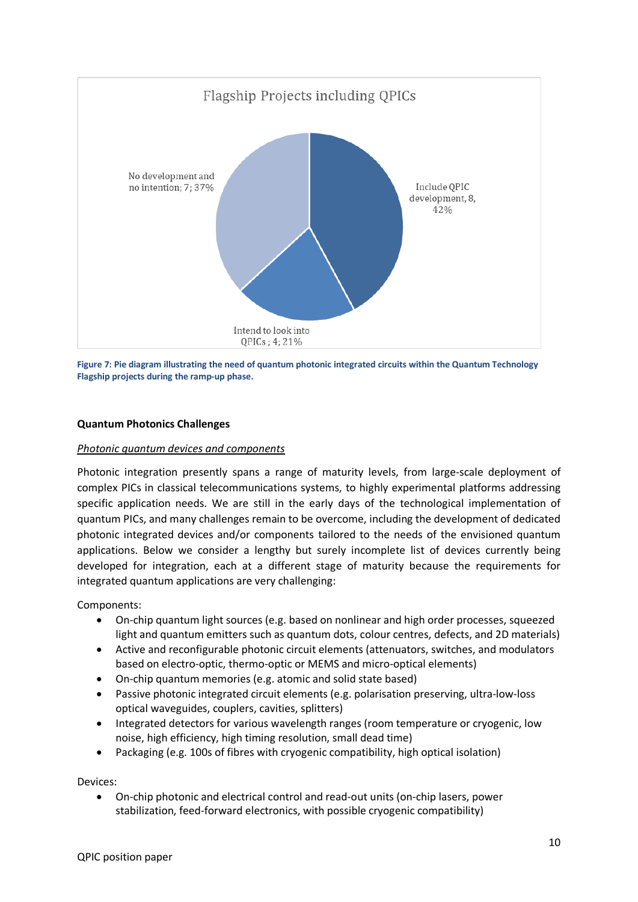Flagship Projects including QPICs

No development and no intention; 7; 37%

Include QPIC development, 8, 42%

Intend to look into QPICs ; 4; 21%

**Figure 7: Pie diagram illustrating the need of quantum photonic integrated circuits within the Quantum Technology Flagship projects during the ramp-up phase.**

**Quantum Photonics Challenges**

*Photonic quantum devices and components*

Photonic integration presently spans a range of maturity levels, from large-scale deployment of complex PICs in classical telecommunications systems, to highly experimental platforms addressing specific application needs. We are still in the early days of the technological implementation of quantum PICs, and many challenges remain to be overcome, including the development of dedicated photonic integrated devices and/or components tailored to the needs of the envisioned quantum applications. Below we consider a lengthy but surely incomplete list of devices currently being developed for integration, each at a different stage of maturity because the requirements for integrated quantum applications are very challenging:

Components:

- On-chip quantum light sources (e.g. based on nonlinear and high order processes, squeezed light and quantum emitters such as quantum dots, colour centres, defects, and 2D materials)
- Active and reconfigurable photonic circuit elements (attenuators, switches, and modulators based on electro-optic, thermo-optic or MEMS and micro-optical elements)
- On-chip quantum memories (e.g. atomic and solid state based)
- Passive photonic integrated circuit elements (e.g. polarisation preserving, ultra-low-loss optical waveguides, couplers, cavities, splitters)
- Integrated detectors for various wavelength ranges (room temperature or cryogenic, low noise, high efficiency, high timing resolution, small dead time)
- Packaging (e.g. 100s of fibres with cryogenic compatibility, high optical isolation)

Devices:

- On-chip photonic and electrical control and read-out units (on-chip lasers, power stabilization, feed-forward electronics, with possible cryogenic compatibility)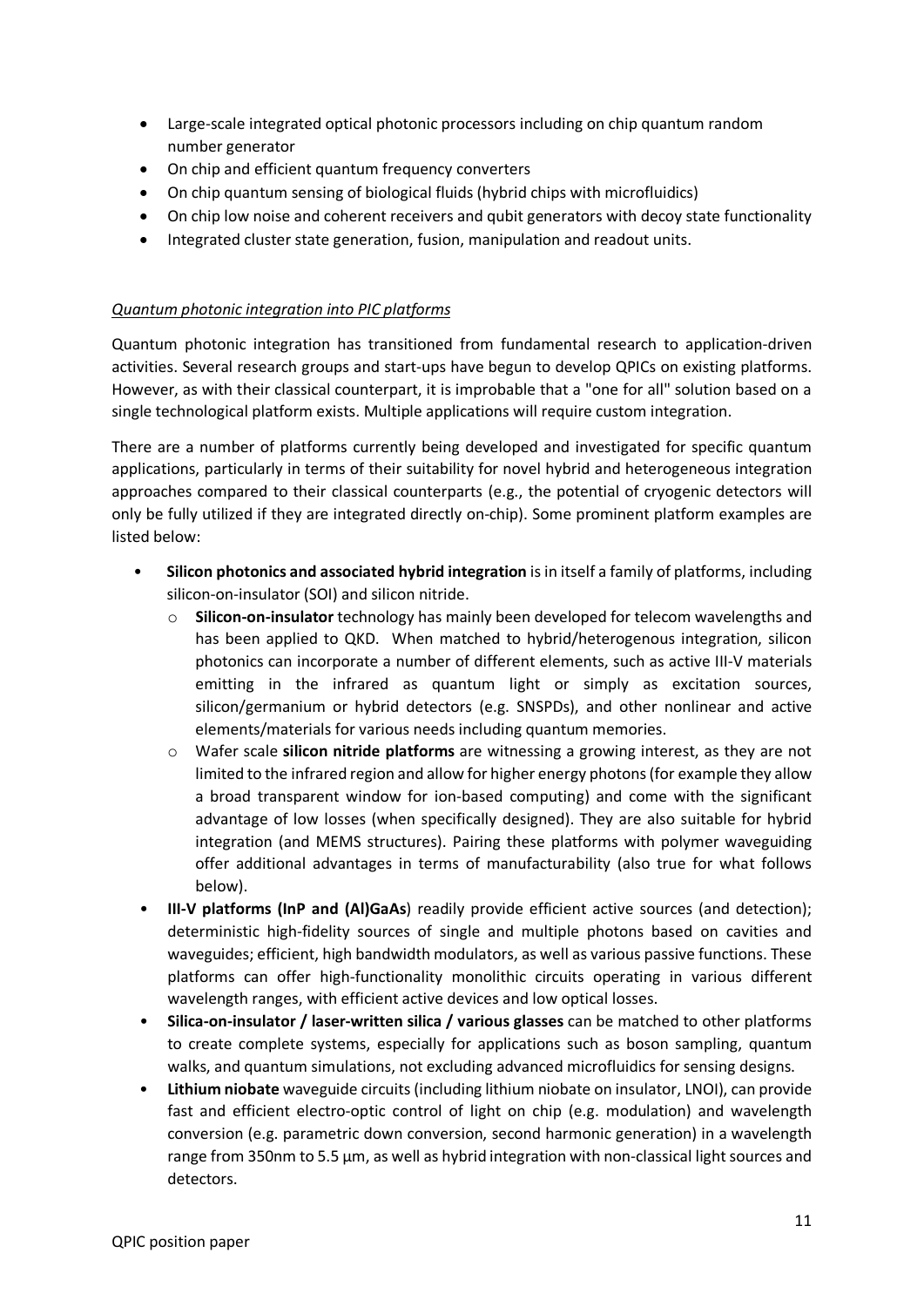- Large-scale integrated optical photonic processors including on chip quantum random number generator
- On chip and efficient quantum frequency converters
- On chip quantum sensing of biological fluids (hybrid chips with microfluidics)
- On chip low noise and coherent receivers and qubit generators with decoy state functionality
- Integrated cluster state generation, fusion, manipulation and readout units.

*Quantum photonic integration into PIC platforms*

Quantum photonic integration has transitioned from fundamental research to application-driven activities. Several research groups and start-ups have begun to develop QPICs on existing platforms. However, as with their classical counterpart, it is improbable that a "one for all" solution based on a single technological platform exists. Multiple applications will require custom integration.

There are a number of platforms currently being developed and investigated for specific quantum applications, particularly in terms of their suitability for novel hybrid and heterogeneous integration approaches compared to their classical counterparts (e.g., the potential of cryogenic detectors will only be fully utilized if they are integrated directly on-chip). Some prominent platform examples are listed below:

- **Silicon photonics and associated hybrid integration** is in itself a family of platforms, including silicon-on-insulator (SOI) and silicon nitride.
  - **Silicon-on-insulator** technology has mainly been developed for telecom wavelengths and has been applied to QKD. When matched to hybrid/heterogenous integration, silicon photonics can incorporate a number of different elements, such as active III-V materials emitting in the infrared as quantum light or simply as excitation sources, silicon/germanium or hybrid detectors (e.g. SNSPDs), and other nonlinear and active elements/materials for various needs including quantum memories.
  - Wafer scale **silicon nitride platforms** are witnessing a growing interest, as they are not limited to the infrared region and allow for higher energy photons (for example they allow a broad transparent window for ion-based computing) and come with the significant advantage of low losses (when specifically designed). They are also suitable for hybrid integration (and MEMS structures). Pairing these platforms with polymer waveguiding offer additional advantages in terms of manufacturability (also true for what follows below).
- **III-V platforms (InP and (Al)GaAs**) readily provide efficient active sources (and detection); deterministic high-fidelity sources of single and multiple photons based on cavities and waveguides; efficient, high bandwidth modulators, as well as various passive functions. These platforms can offer high-functionality monolithic circuits operating in various different wavelength ranges, with efficient active devices and low optical losses.
- **Silica-on-insulator / laser-written silica / various glasses** can be matched to other platforms to create complete systems, especially for applications such as boson sampling, quantum walks, and quantum simulations, not excluding advanced microfluidics for sensing designs.
- **Lithium niobate** waveguide circuits (including lithium niobate on insulator, LNOI), can provide fast and efficient electro-optic control of light on chip (e.g. modulation) and wavelength conversion (e.g. parametric down conversion, second harmonic generation) in a wavelength range from 350nm to 5.5 µm, as well as hybrid integration with non-classical light sources and detectors.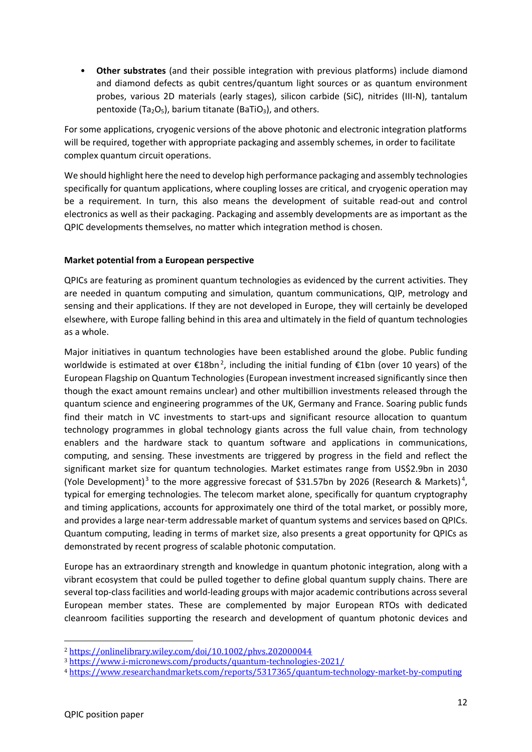- **Other substrates** (and their possible integration with previous platforms) include diamond and diamond defects as qubit centres/quantum light sources or as quantum environment probes, various 2D materials (early stages), silicon carbide (SiC), nitrides (III-N), tantalum pentoxide ($Ta_2O_5$), barium titanate ($BaTiO_3$), and others.

For some applications, cryogenic versions of the above photonic and electronic integration platforms will be required, together with appropriate packaging and assembly schemes, in order to facilitate complex quantum circuit operations.

We should highlight here the need to develop high performance packaging and assembly technologies specifically for quantum applications, where coupling losses are critical, and cryogenic operation may be a requirement. In turn, this also means the development of suitable read-out and control electronics as well as their packaging. Packaging and assembly developments are as important as the QPIC developments themselves, no matter which integration method is chosen.

**Market potential from a European perspective**

QPICs are featuring as prominent quantum technologies as evidenced by the current activities. They are needed in quantum computing and simulation, quantum communications, QIP, metrology and sensing and their applications. If they are not developed in Europe, they will certainly be developed elsewhere, with Europe falling behind in this area and ultimately in the field of quantum technologies as a whole.

Major initiatives in quantum technologies have been established around the globe. Public funding worldwide is estimated at over €18bn[2], including the initial funding of €1bn (over 10 years) of the European Flagship on Quantum Technologies (European investment increased significantly since then though the exact amount remains unclear) and other multibillion investments released through the quantum science and engineering programmes of the UK, Germany and France. Soaring public funds find their match in VC investments to start-ups and significant resource allocation to quantum technology programmes in global technology giants across the full value chain, from technology enablers and the hardware stack to quantum software and applications in communications, computing, and sensing. These investments are triggered by progress in the field and reflect the significant market size for quantum technologies. Market estimates range from US$2.9bn in 2030 (Yole Development)[3] to the more aggressive forecast of $31.57bn by 2026 (Research & Markets)[4], typical for emerging technologies. The telecom market alone, specifically for quantum cryptography and timing applications, accounts for approximately one third of the total market, or possibly more, and provides a large near-term addressable market of quantum systems and services based on QPICs. Quantum computing, leading in terms of market size, also presents a great opportunity for QPICs as demonstrated by recent progress of scalable photonic computation.

Europe has an extraordinary strength and knowledge in quantum photonic integration, along with a vibrant ecosystem that could be pulled together to define global quantum supply chains. There are several top-class facilities and world-leading groups with major academic contributions across several European member states. These are complemented by major European RTOs with dedicated cleanroom facilities supporting the research and development of quantum photonic devices and

[2] https://onlinelibrary.wiley.com/doi/10.1002/phys.202000044

[3] https://www.i-micronews.com/products/quantum-technologies-2021/

[4] https://www.researchandmarkets.com/reports/5317365/quantum-technology-market-by-computing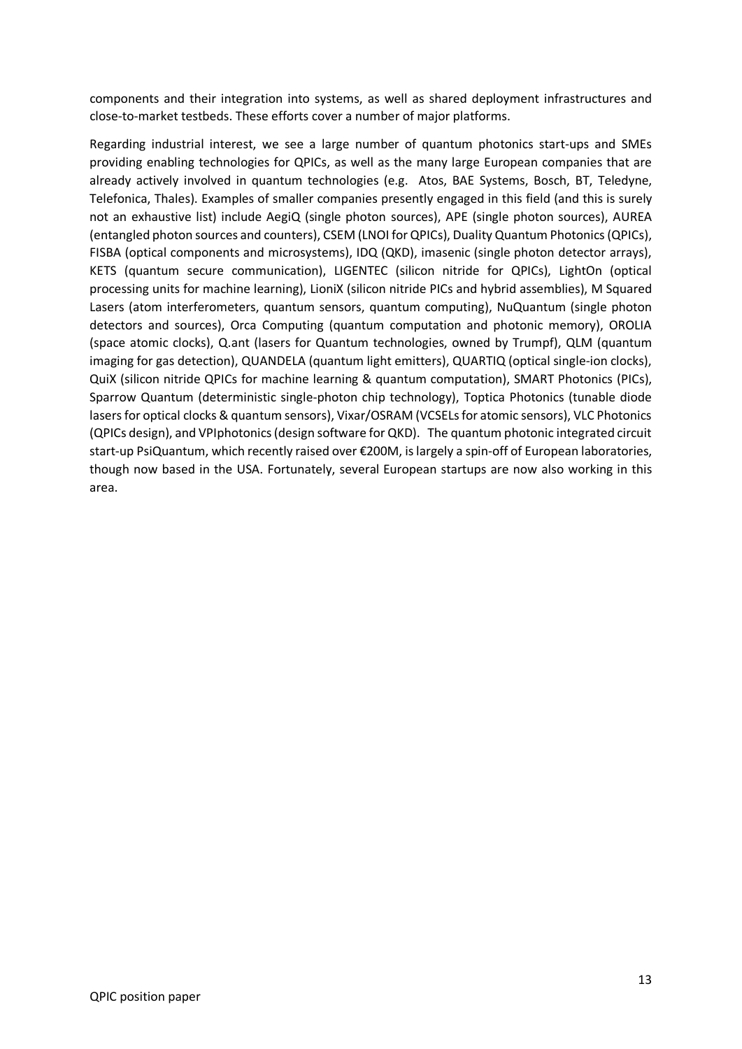components and their integration into systems, as well as shared deployment infrastructures and close-to-market testbeds. These efforts cover a number of major platforms.

Regarding industrial interest, we see a large number of quantum photonics start-ups and SMEs providing enabling technologies for QPICs, as well as the many large European companies that are already actively involved in quantum technologies (e.g. Atos, BAE Systems, Bosch, BT, Teledyne, Telefonica, Thales). Examples of smaller companies presently engaged in this field (and this is surely not an exhaustive list) include AegiQ (single photon sources), APE (single photon sources), AUREA (entangled photon sources and counters), CSEM (LNOI for QPICs), Duality Quantum Photonics (QPICs), FISBA (optical components and microsystems), IDQ (QKD), imasenic (single photon detector arrays), KETS (quantum secure communication), LIGENTEC (silicon nitride for QPICs), LightOn (optical processing units for machine learning), LioniX (silicon nitride PICs and hybrid assemblies), M Squared Lasers (atom interferometers, quantum sensors, quantum computing), NuQuantum (single photon detectors and sources), Orca Computing (quantum computation and photonic memory), OROLIA (space atomic clocks), Q.ant (lasers for Quantum technologies, owned by Trumpf), QLM (quantum imaging for gas detection), QUANDELA (quantum light emitters), QUARTIQ (optical single-ion clocks), QuiX (silicon nitride QPICs for machine learning & quantum computation), SMART Photonics (PICs), Sparrow Quantum (deterministic single-photon chip technology), Toptica Photonics (tunable diode lasers for optical clocks & quantum sensors), Vixar/OSRAM (VCSELs for atomic sensors), VLC Photonics (QPICs design), and VPIphotonics (design software for QKD). The quantum photonic integrated circuit start-up PsiQuantum, which recently raised over €200M, is largely a spin-off of European laboratories, though now based in the USA. Fortunately, several European startups are now also working in this area.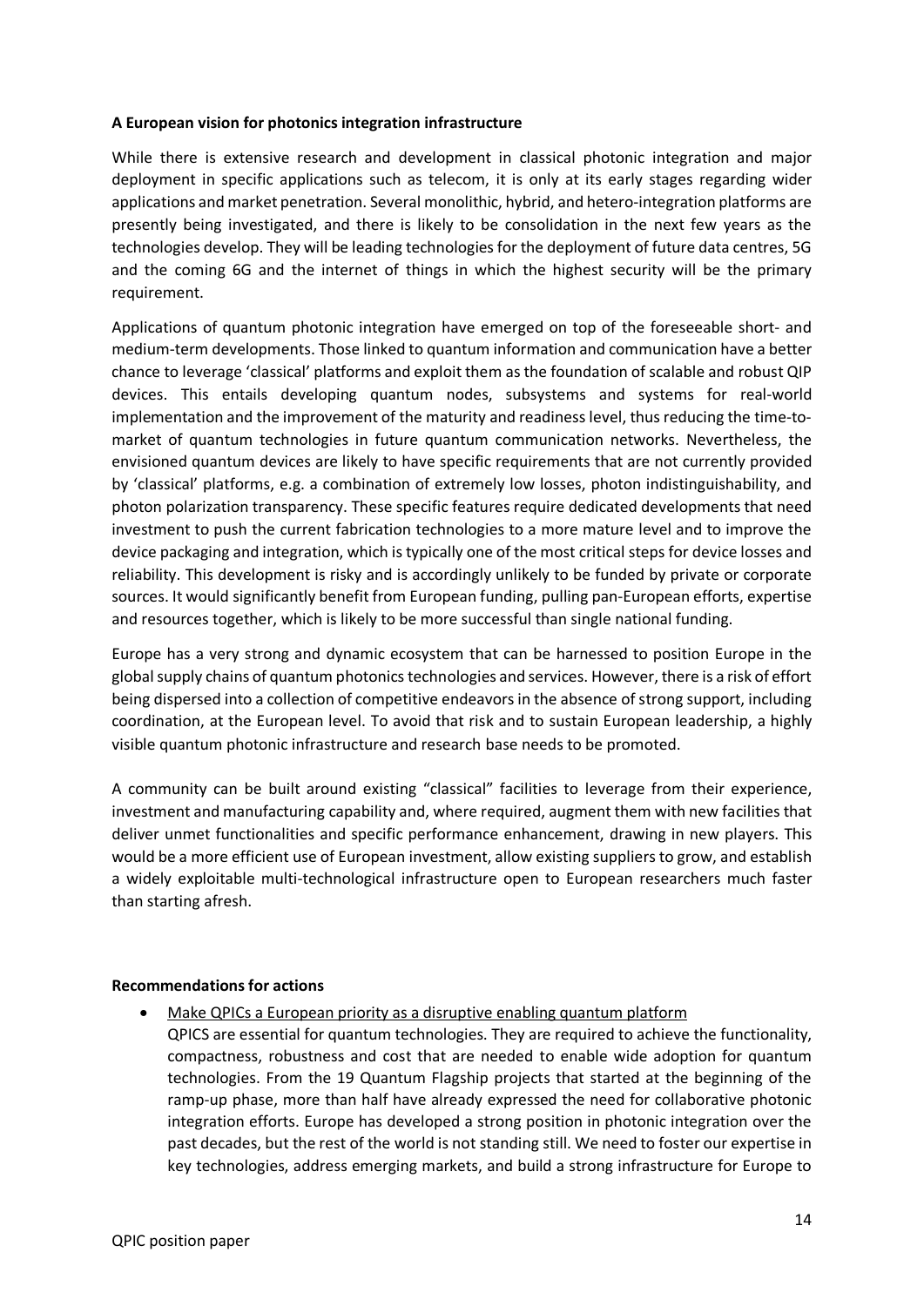**A European vision for photonics integration infrastructure**

While there is extensive research and development in classical photonic integration and major deployment in specific applications such as telecom, it is only at its early stages regarding wider applications and market penetration. Several monolithic, hybrid, and hetero-integration platforms are presently being investigated, and there is likely to be consolidation in the next few years as the technologies develop. They will be leading technologies for the deployment of future data centres, 5G and the coming 6G and the internet of things in which the highest security will be the primary requirement.

Applications of quantum photonic integration have emerged on top of the foreseeable short- and medium-term developments. Those linked to quantum information and communication have a better chance to leverage 'classical' platforms and exploit them as the foundation of scalable and robust QIP devices. This entails developing quantum nodes, subsystems and systems for real-world implementation and the improvement of the maturity and readiness level, thus reducing the time-to-market of quantum technologies in future quantum communication networks. Nevertheless, the envisioned quantum devices are likely to have specific requirements that are not currently provided by 'classical' platforms, e.g. a combination of extremely low losses, photon indistinguishability, and photon polarization transparency. These specific features require dedicated developments that need investment to push the current fabrication technologies to a more mature level and to improve the device packaging and integration, which is typically one of the most critical steps for device losses and reliability. This development is risky and is accordingly unlikely to be funded by private or corporate sources. It would significantly benefit from European funding, pulling pan-European efforts, expertise and resources together, which is likely to be more successful than single national funding.

Europe has a very strong and dynamic ecosystem that can be harnessed to position Europe in the global supply chains of quantum photonics technologies and services. However, there is a risk of effort being dispersed into a collection of competitive endeavors in the absence of strong support, including coordination, at the European level. To avoid that risk and to sustain European leadership, a highly visible quantum photonic infrastructure and research base needs to be promoted.

A community can be built around existing "classical" facilities to leverage from their experience, investment and manufacturing capability and, where required, augment them with new facilities that deliver unmet functionalities and specific performance enhancement, drawing in new players. This would be a more efficient use of European investment, allow existing suppliers to grow, and establish a widely exploitable multi-technological infrastructure open to European researchers much faster than starting afresh.

**Recommendations for actions**

- <u>Make QPICs a European priority as a disruptive enabling quantum platform</u>
  QPICS are essential for quantum technologies. They are required to achieve the functionality, compactness, robustness and cost that are needed to enable wide adoption for quantum technologies. From the 19 Quantum Flagship projects that started at the beginning of the ramp-up phase, more than half have already expressed the need for collaborative photonic integration efforts. Europe has developed a strong position in photonic integration over the past decades, but the rest of the world is not standing still. We need to foster our expertise in key technologies, address emerging markets, and build a strong infrastructure for Europe to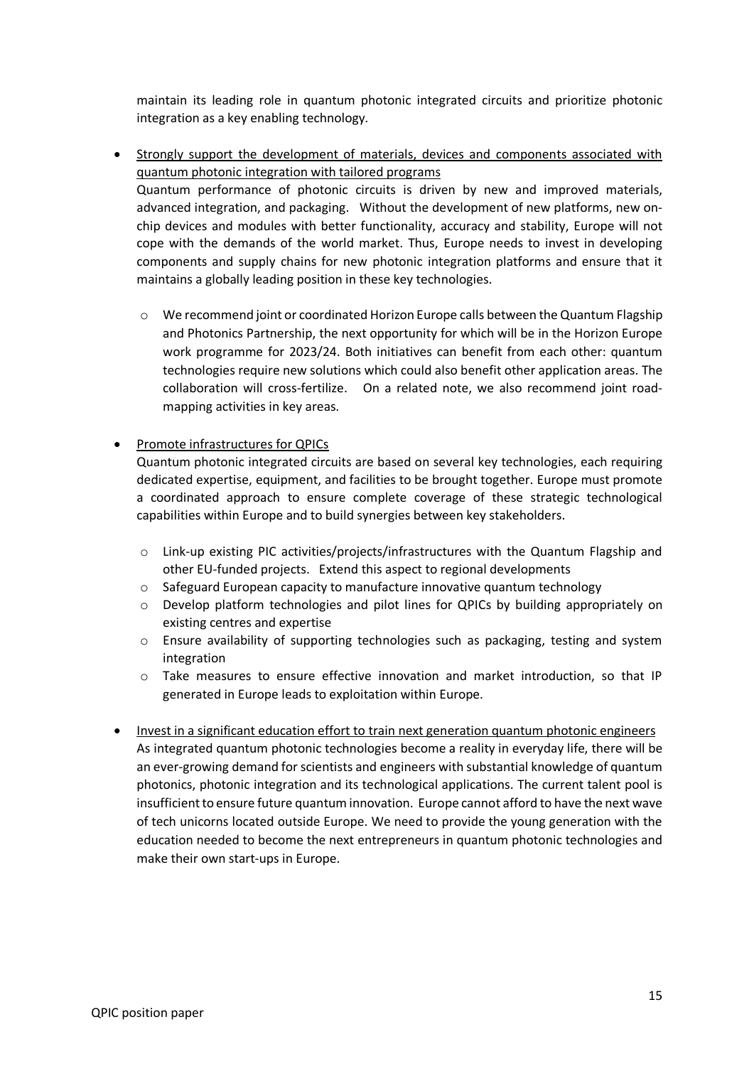maintain its leading role in quantum photonic integrated circuits and prioritize photonic integration as a key enabling technology.

- Strongly support the development of materials, devices and components associated with quantum photonic integration with tailored programs
  Quantum performance of photonic circuits is driven by new and improved materials, advanced integration, and packaging. Without the development of new platforms, new on-chip devices and modules with better functionality, accuracy and stability, Europe will not cope with the demands of the world market. Thus, Europe needs to invest in developing components and supply chains for new photonic integration platforms and ensure that it maintains a globally leading position in these key technologies.

  - We recommend joint or coordinated Horizon Europe calls between the Quantum Flagship and Photonics Partnership, the next opportunity for which will be in the Horizon Europe work programme for 2023/24. Both initiatives can benefit from each other: quantum technologies require new solutions which could also benefit other application areas. The collaboration will cross-fertilize. On a related note, we also recommend joint road-mapping activities in key areas.

- Promote infrastructures for QPICs
  Quantum photonic integrated circuits are based on several key technologies, each requiring dedicated expertise, equipment, and facilities to be brought together. Europe must promote a coordinated approach to ensure complete coverage of these strategic technological capabilities within Europe and to build synergies between key stakeholders.

  - Link-up existing PIC activities/projects/infrastructures with the Quantum Flagship and other EU-funded projects. Extend this aspect to regional developments
  - Safeguard European capacity to manufacture innovative quantum technology
  - Develop platform technologies and pilot lines for QPICs by building appropriately on existing centres and expertise
  - Ensure availability of supporting technologies such as packaging, testing and system integration
  - Take measures to ensure effective innovation and market introduction, so that IP generated in Europe leads to exploitation within Europe.

- Invest in a significant education effort to train next generation quantum photonic engineers
  As integrated quantum photonic technologies become a reality in everyday life, there will be an ever-growing demand for scientists and engineers with substantial knowledge of quantum photonics, photonic integration and its technological applications. The current talent pool is insufficient to ensure future quantum innovation. Europe cannot afford to have the next wave of tech unicorns located outside Europe. We need to provide the young generation with the education needed to become the next entrepreneurs in quantum photonic technologies and make their own start-ups in Europe.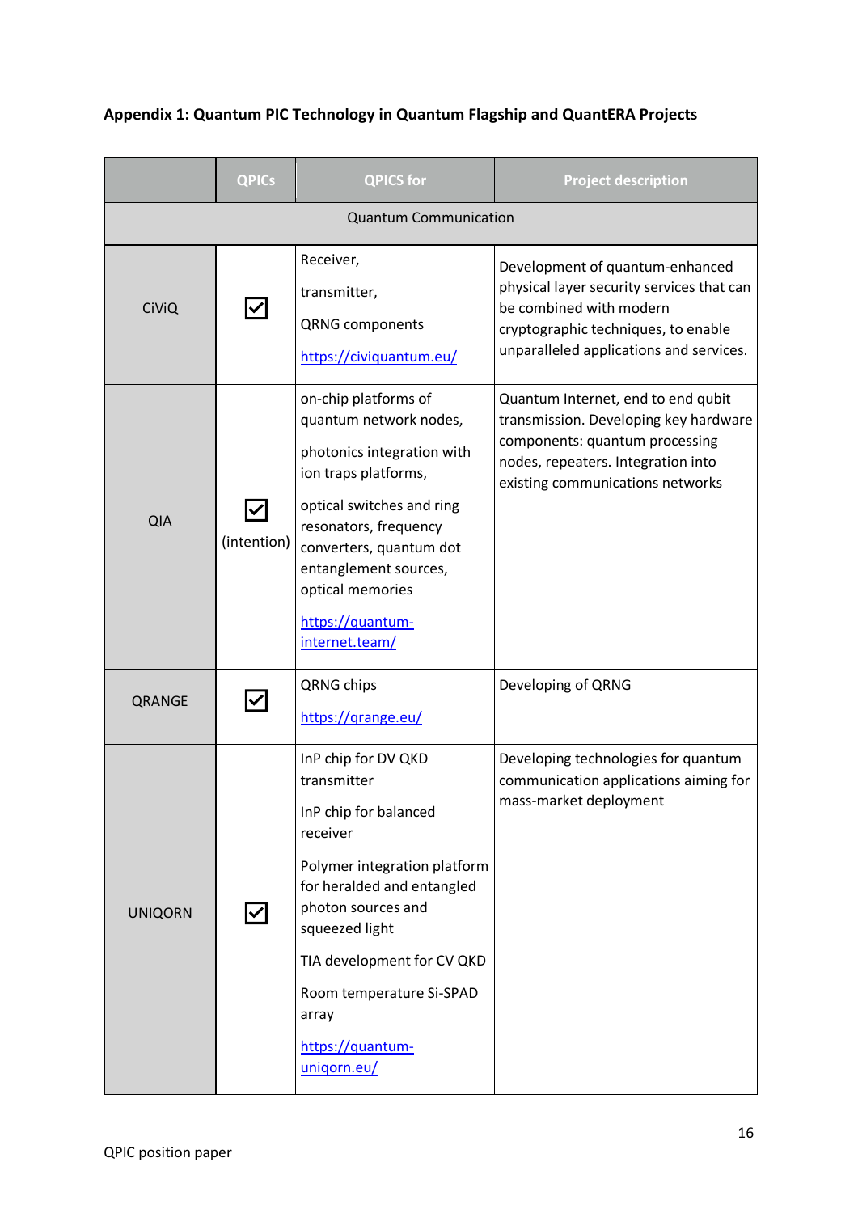**Appendix 1: Quantum PIC Technology in Quantum Flagship and QuantERA Projects**

| | QPICs | QPICS for | Project description |
|---|---|---|---|
| Quantum Communication | | | |
| CiViQ | ☑ | Receiver,<br><br>transmitter,<br><br>QRNG components<br><br>https://civiquantum.eu/ | Development of quantum-enhanced physical layer security services that can be combined with modern cryptographic techniques, to enable unparalleled applications and services. |
| QIA | ☑<br>(intention) | on-chip platforms of quantum network nodes,<br><br>photonics integration with ion traps platforms,<br><br>optical switches and ring resonators, frequency converters, quantum dot entanglement sources, optical memories<br><br>https://quantum-internet.team/ | Quantum Internet, end to end qubit transmission. Developing key hardware components: quantum processing nodes, repeaters. Integration into existing communications networks |
| QRANGE | ☑ | QRNG chips<br><br>https://qrange.eu/ | Developing of QRNG |
| UNIQORN | ☑ | InP chip for DV QKD transmitter<br><br>InP chip for balanced receiver<br><br>Polymer integration platform for heralded and entangled photon sources and squeezed light<br><br>TIA development for CV QKD<br><br>Room temperature Si-SPAD array<br><br>https://quantum-uniqorn.eu/ | Developing technologies for quantum communication applications aiming for mass-market deployment |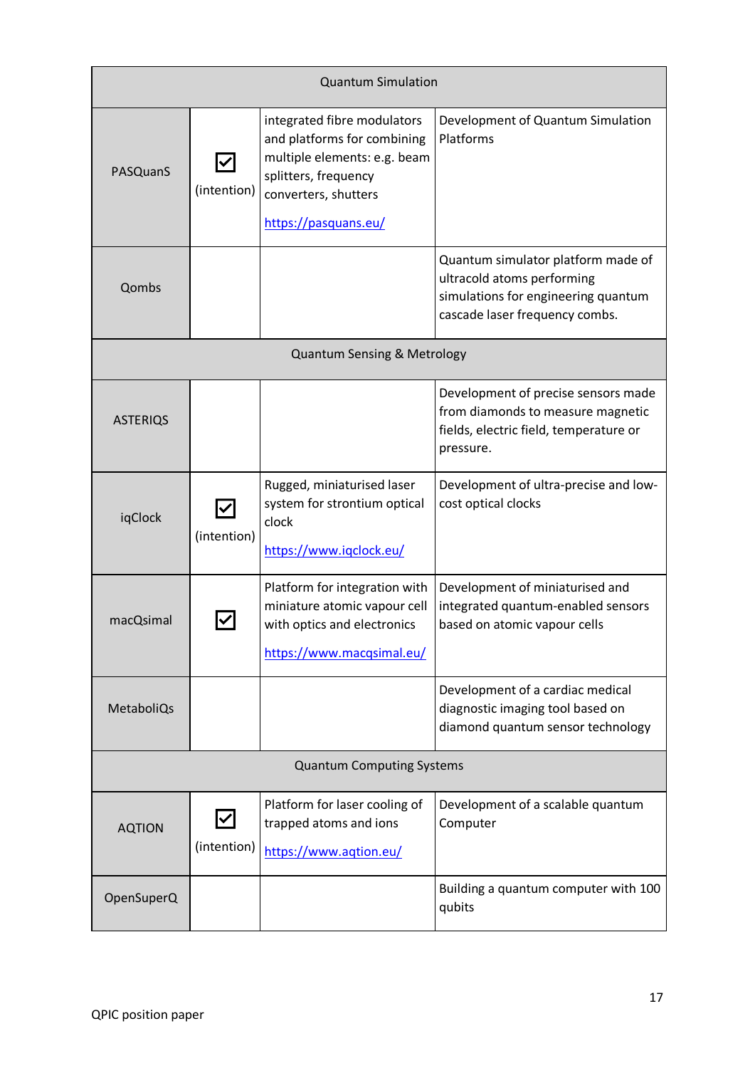| Quantum Simulation | | | |
|---|---|---|---|
| PASQuanS | ☑ (intention) | integrated fibre modulators and platforms for combining multiple elements: e.g. beam splitters, frequency converters, shutters https://pasquans.eu/ | Development of Quantum Simulation Platforms |
| Qombs | | | Quantum simulator platform made of ultracold atoms performing simulations for engineering quantum cascade laser frequency combs. |
| **Quantum Sensing & Metrology** | | | |
| ASTERIQS | | | Development of precise sensors made from diamonds to measure magnetic fields, electric field, temperature or pressure. |
| iqClock | ☑ (intention) | Rugged, miniaturised laser system for strontium optical clock https://www.iqclock.eu/ | Development of ultra-precise and low-cost optical clocks |
| macQsimal | ☑ | Platform for integration with miniature atomic vapour cell with optics and electronics https://www.macqsimal.eu/ | Development of miniaturised and integrated quantum-enabled sensors based on atomic vapour cells |
| MetaboliQs | | | Development of a cardiac medical diagnostic imaging tool based on diamond quantum sensor technology |
| **Quantum Computing Systems** | | | |
| AQTION | ☑ (intention) | Platform for laser cooling of trapped atoms and ions https://www.aqtion.eu/ | Development of a scalable quantum Computer |
| OpenSuperQ | | | Building a quantum computer with 100 qubits |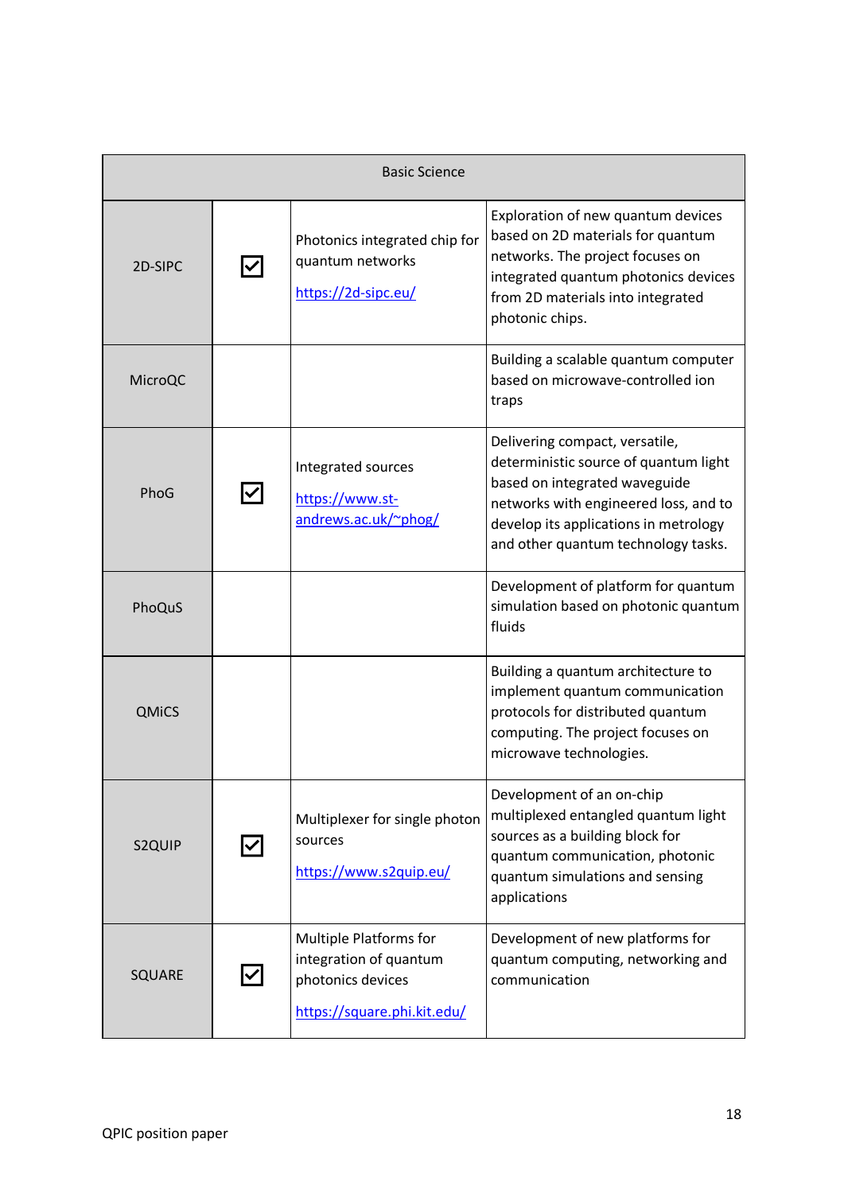| Basic Science | | | |
|---|---|---|---|
| 2D-SIPC | ☑ | Photonics integrated chip for quantum networks https://2d-sipc.eu/ | Exploration of new quantum devices based on 2D materials for quantum networks. The project focuses on integrated quantum photonics devices from 2D materials into integrated photonic chips. |
| MicroQC | | | Building a scalable quantum computer based on microwave-controlled ion traps |
| PhoG | ☑ | Integrated sources https://www.st-andrews.ac.uk/~phog/ | Delivering compact, versatile, deterministic source of quantum light based on integrated waveguide networks with engineered loss, and to develop its applications in metrology and other quantum technology tasks. |
| PhoQuS | | | Development of platform for quantum simulation based on photonic quantum fluids |
| QMiCS | | | Building a quantum architecture to implement quantum communication protocols for distributed quantum computing. The project focuses on microwave technologies. |
| S2QUIP | ☑ | Multiplexer for single photon sources https://www.s2quip.eu/ | Development of an on-chip multiplexed entangled quantum light sources as a building block for quantum communication, photonic quantum simulations and sensing applications |
| SQUARE | ☑ | Multiple Platforms for integration of quantum photonics devices https://square.phi.kit.edu/ | Development of new platforms for quantum computing, networking and communication |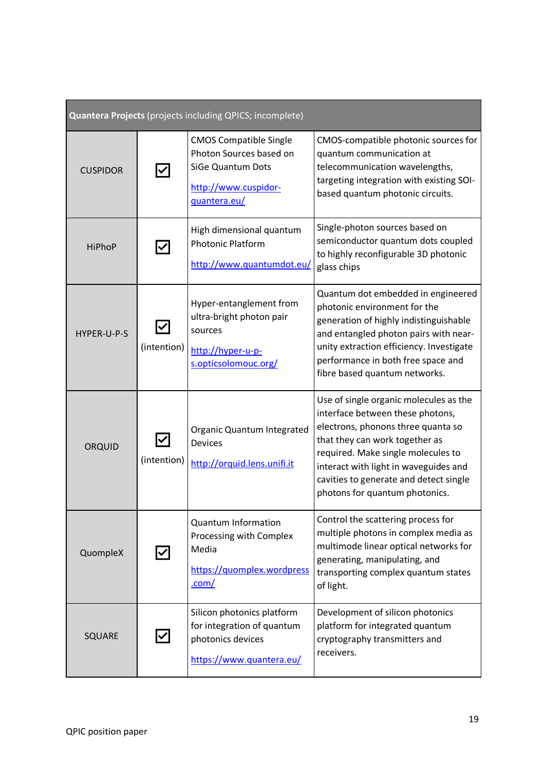| **Quantera Projects** (projects including QPICS; incomplete) | | | |
|---|---|---|---|
| CUSPIDOR | ☑ | CMOS Compatible Single Photon Sources based on SiGe Quantum Dots<br>http://www.cuspidor-quantera.eu/ | CMOS-compatible photonic sources for quantum communication at telecommunication wavelengths, targeting integration with existing SOI-based quantum photonic circuits. |
| HiPhoP | ☑ | High dimensional quantum Photonic Platform<br>http://www.quantumdot.eu/ | Single-photon sources based on semiconductor quantum dots coupled to highly reconfigurable 3D photonic glass chips |
| HYPER-U-P-S | ☑ (intention) | Hyper-entanglement from ultra-bright photon pair sources<br>http://hyper-u-p-s.opticsolomouc.org/ | Quantum dot embedded in engineered photonic environment for the generation of highly indistinguishable and entangled photon pairs with near-unity extraction efficiency. Investigate performance in both free space and fibre based quantum networks. |
| ORQUID | ☑ (intention) | Organic Quantum Integrated Devices<br>http://orquid.lens.unifi.it | Use of single organic molecules as the interface between these photons, electrons, phonons three quanta so that they can work together as required. Make single molecules to interact with light in waveguides and cavities to generate and detect single photons for quantum photonics. |
| QuompleX | ☑ | Quantum Information Processing with Complex Media<br>https://quomplex.wordpress.com/ | Control the scattering process for multiple photons in complex media as multimode linear optical networks for generating, manipulating, and transporting complex quantum states of light. |
| SQUARE | ☑ | Silicon photonics platform for integration of quantum photonics devices<br>https://www.quantera.eu/ | Development of silicon photonics platform for integrated quantum cryptography transmitters and receivers. |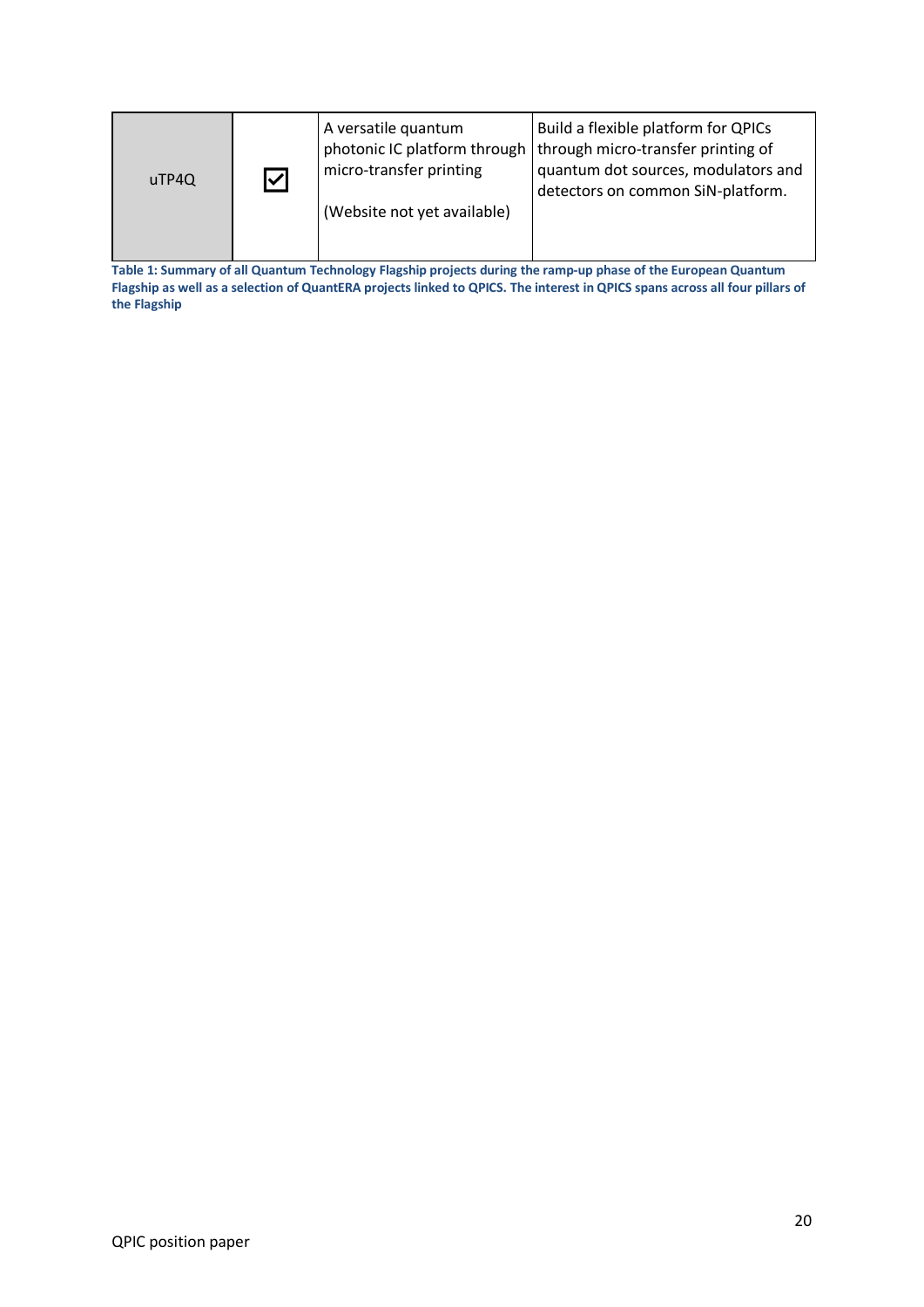| | | | |
|---|---|---|---|
| uTP4Q | ☑ | A versatile quantum photonic IC platform through micro-transfer printing<br><br>(Website not yet available) | Build a flexible platform for QPICs through micro-transfer printing of quantum dot sources, modulators and detectors on common SiN-platform. |

**Table 1: Summary of all Quantum Technology Flagship projects during the ramp-up phase of the European Quantum Flagship as well as a selection of QuantERA projects linked to QPICS. The interest in QPICS spans across all four pillars of the Flagship**